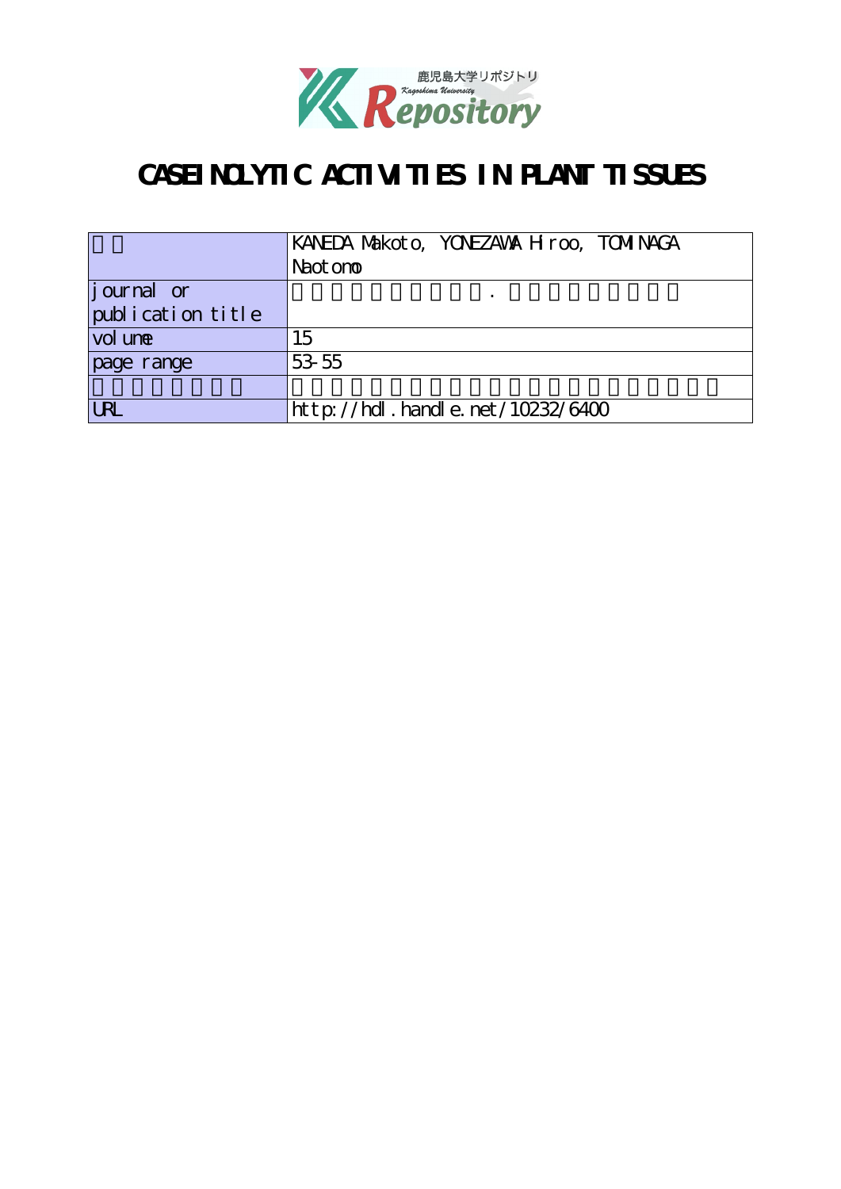# CASEINOLYTIC ACTIVITIES IN PLANT TISSUES

| | |
|---|---|
| 著者 | KANEDA Makoto, YONEZAWA Hiroo, TOMINAGA Naotomo |
| journal or publication title | 鹿児島大学理学部紀要．数学・物理学・化学 |
| volume | 15 |
| page range | 53-55 |
| 別言語のタイトル | 植物組織におけるカゼイン分解活性 |
| URL | http://hdl.handle.net/10232/6400 |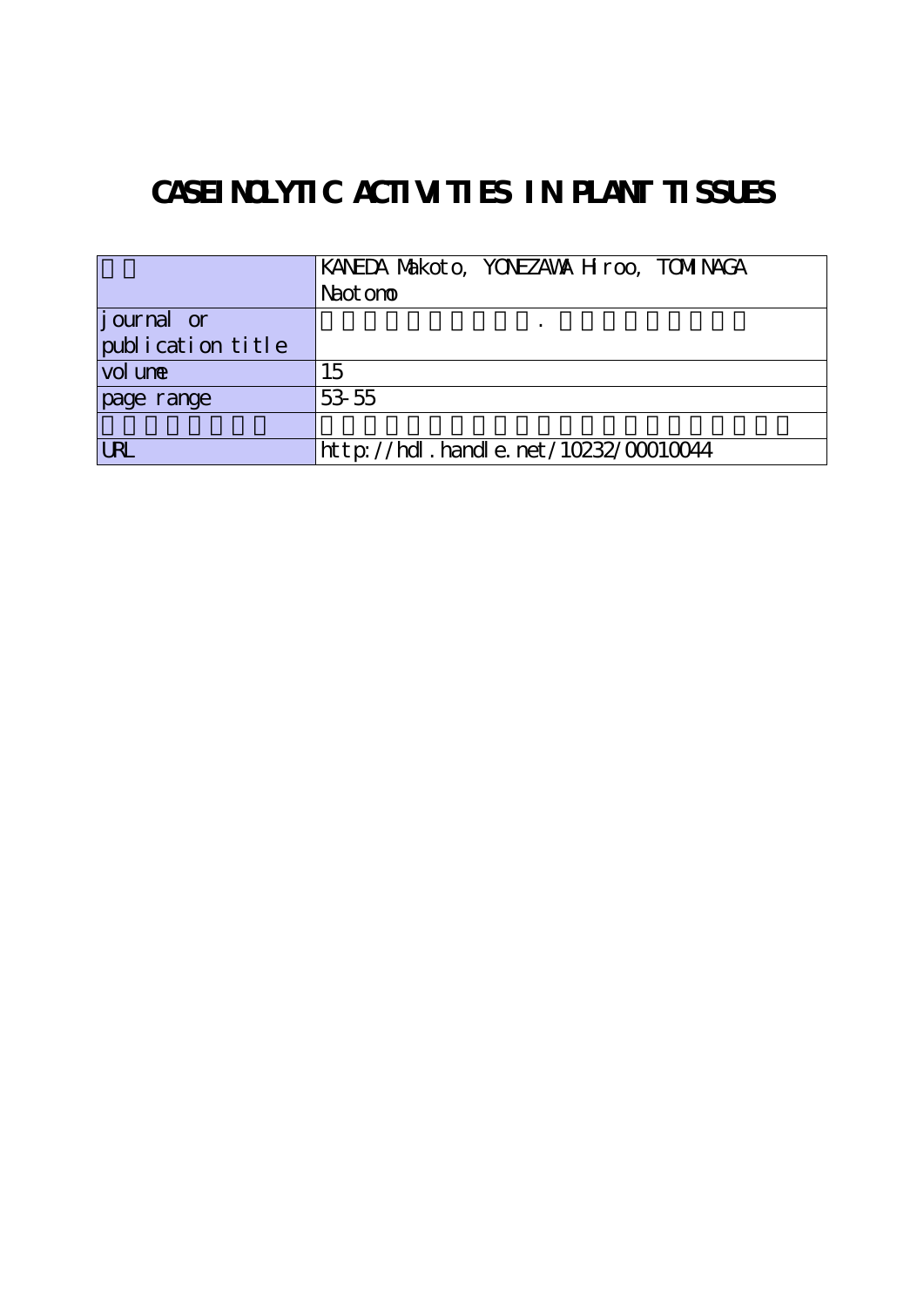# CASEINOLYTIC ACTIVITIES IN PLANT TISSUES

| 著者 | KANEDA Makoto, YONEZAWA Hiroo, TOMINAGA Naotomo |
| --- | --- |
| journal or publication title | 鹿児島大学理学部紀要．数学・物理学・化学 |
| volume | 15 |
| page range | 53-55 |
| 別言語のタイトル | 植物組織中のカゼイン分解活性について |
| URL | http://hdl.handle.net/10232/00010044 |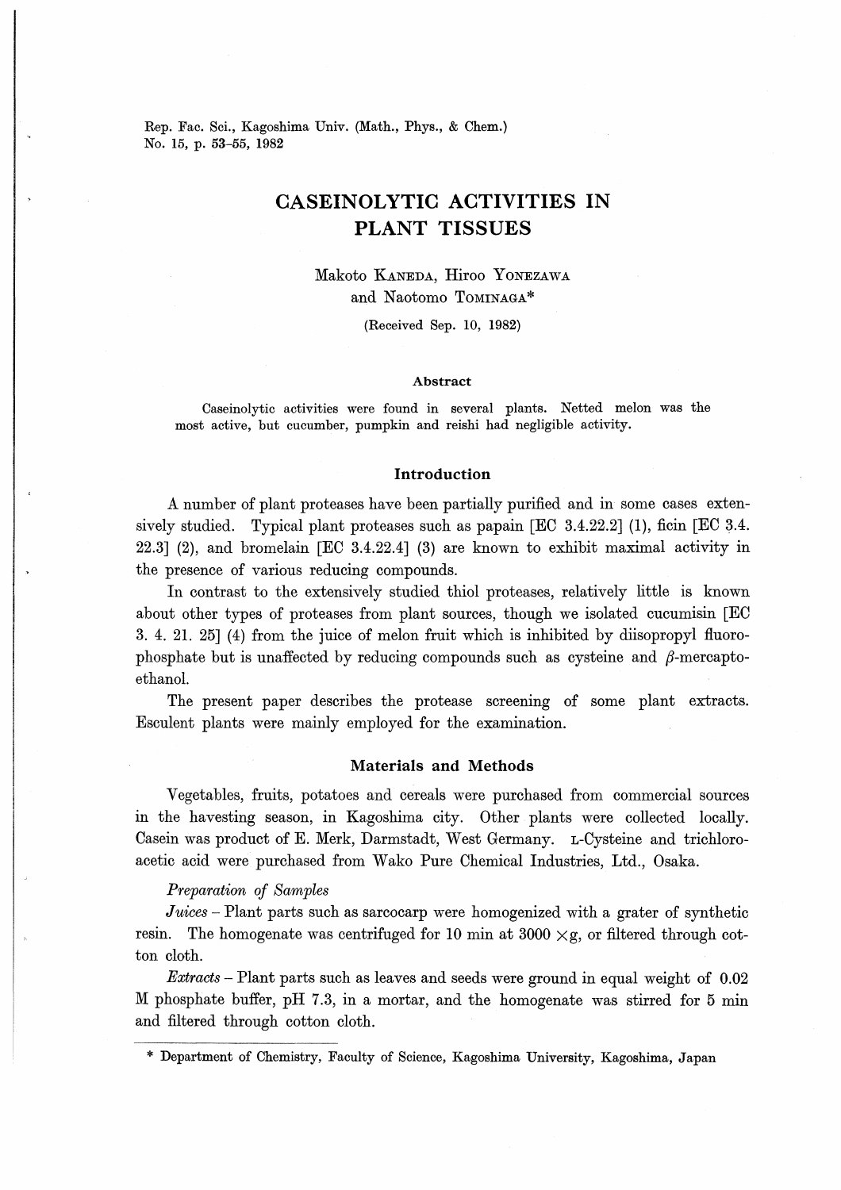# CASEINOLYTIC ACTIVITIES IN PLANT TISSUES

Makoto KANEDA, Hiroo YONEZAWA and Naotomo TOMINAGA*

(Received Sep. 10, 1982)

### Abstract

Caseinolytic activities were found in several plants. Netted melon was the most active, but cucumber, pumpkin and reishi had negligible activity.

## Introduction

A number of plant proteases have been partially purified and in some cases extensively studied. Typical plant proteases such as papain [EC 3.4.22.2] (1), ficin [EC 3.4. 22.3] (2), and bromelain [EC 3.4.22.4] (3) are known to exhibit maximal activity in the presence of various reducing compounds.

In contrast to the extensively studied thiol proteases, relatively little is known about other types of proteases from plant sources, though we isolated cucumisin [EC 3. 4. 21. 25] (4) from the juice of melon fruit which is inhibited by diisopropyl fluorophosphate but is unaffected by reducing compounds such as cysteine and $\beta$-mercaptoethanol.

The present paper describes the protease screening of some plant extracts. Esculent plants were mainly employed for the examination.

## Materials and Methods

Vegetables, fruits, potatoes and cereals were purchased from commercial sources in the havesting season, in Kagoshima city. Other plants were collected locally. Casein was product of E. Merk, Darmstadt, West Germany. L-Cysteine and trichloroacetic acid were purchased from Wako Pure Chemical Industries, Ltd., Osaka.

### *Preparation of Samples*

*Juices* – Plant parts such as sarcocarp were homogenized with a grater of synthetic resin. The homogenate was centrifuged for 10 min at 3000 $\times$g, or filtered through cotton cloth.

*Extracts* – Plant parts such as leaves and seeds were ground in equal weight of 0.02 M phosphate buffer, pH 7.3, in a mortar, and the homogenate was stirred for 5 min and filtered through cotton cloth.

\* Department of Chemistry, Faculty of Science, Kagoshima University, Kagoshima, Japan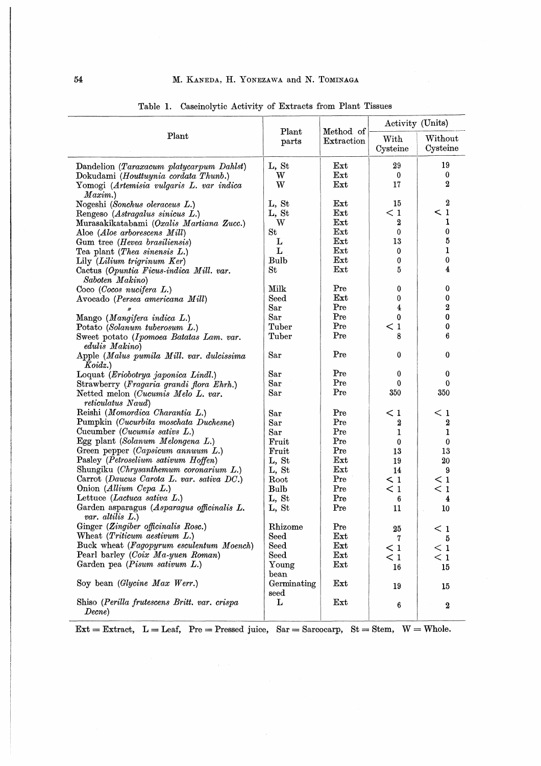Table 1. Caseinolytic Activity of Extracts from Plant Tissues

| Plant | Plant parts | Method of Extraction | Activity (Units) | |
|---|---|---|---|---|
| | | | With Cysteine | Without Cysteine |
| Dandelion (*Taraxacum platycarpum Dahlst*) | L, St | Ext | 29 | 19 |
| Dokudami (*Houttuynia cordata Thunb.*) | W | Ext | 0 | 0 |
| Yomogi (*Artemisia vulgaris L. var indica Maxim.*) | W | Ext | 17 | 2 |
| Nogeshi (*Sonchus oleraceus L.*) | L, St | Ext | 15 | 2 |
| Rengeso (*Astragalus sinicus L.*) | L, St | Ext | < 1 | < 1 |
| Murasakikatabami (*Oxalis Martiana Zucc.*) | W | Ext | 2 | 1 |
| Aloe (*Aloe arborescens Mill*) | St | Ext | 0 | 0 |
| Gum tree (*Hevea brasiliensis*) | L | Ext | 13 | 5 |
| Tea plant (*Thea sinensis L.*) | L | Ext | 0 | 1 |
| Lily (*Lilium trigrinum Ker*) | Bulb | Ext | 0 | 0 |
| Cactus (*Opuntia Ficus-indica Mill. var. Saboten Makino*) | St | Ext | 5 | 4 |
| Coco (*Cocos nucifera L.*) | Milk | Pre | 0 | 0 |
| Avocado (*Persea americana Mill*) | Seed | Ext | 0 | 0 |
| 〃 | Sar | Pre | 4 | 2 |
| Mango (*Mangifera indica L.*) | Sar | Pre | 0 | 0 |
| Potato (*Solanum tuberosum L.*) | Tuber | Pre | < 1 | 0 |
| Sweet potato (*Ipomoea Batatas Lam. var. edulis Makino*) | Tuber | Pre | 8 | 6 |
| Apple (*Malus pumila Mill. var. dulcissima Koidz.*) | Sar | Pre | 0 | 0 |
| Loquat (*Eriobotrya japonica Lindl.*) | Sar | Pre | 0 | 0 |
| Strawberry (*Fragaria grandi flora Ehrh.*) | Sar | Pre | 0 | 0 |
| Netted melon (*Cucumis Melo L. var. reticulatus Naud*) | Sar | Pre | 350 | 350 |
| Reishi (*Momordica Charantia L.*) | Sar | Pre | < 1 | < 1 |
| Pumpkin (*Cucurbita moschata Duchesne*) | Sar | Pre | 2 | 2 |
| Cucumber (*Cucumis sativs L.*) | Sar | Pre | 1 | 1 |
| Egg plant (*Solanum Melongena L.*) | Fruit | Pre | 0 | 0 |
| Green pepper (*Capsicum annuum L.*) | Fruit | Pre | 13 | 13 |
| Pasley (*Petroselium sativum Hoffen*) | L, St | Ext | 19 | 20 |
| Shungiku (*Chrysanthemum coronarium L.*) | L, St | Ext | 14 | 9 |
| Carrot (*Daucus Carota L. var. sativa DC.*) | Root | Pre | < 1 | < 1 |
| Onion (*Allium Cepa L.*) | Bulb | Pre | < 1 | < 1 |
| Lettuce (*Lactuca sativa L.*) | L, St | Pre | 6 | 4 |
| Garden asparagus (*Asparagus officinalis L. var. altilis L.*) | L, St | Pre | 11 | 10 |
| Ginger (*Zingiber officinalis Rosc.*) | Rhizome | Pre | 25 | < 1 |
| Wheat (*Triticum aestivum L.*) | Seed | Ext | 7 | 5 |
| Buck wheat (*Fagopyrum esculentum Moench*) | Seed | Ext | < 1 | < 1 |
| Pearl barley (*Coix Ma-yuen Roman*) | Seed | Ext | < 1 | < 1 |
| Garden pea (*Pisum sativum L.*) | Young bean | Ext | 16 | 15 |
| Soy bean (*Glycine Max Werr.*) | Germinating seed | Ext | 19 | 15 |
| Shiso (*Perilla frutescens Britt. var. crispa Decne*) | L | Ext | 6 | 2 |

Ext = Extract, L = Leaf, Pre = Pressed juice, Sar = Sarcocarp, St = Stem, W = Whole.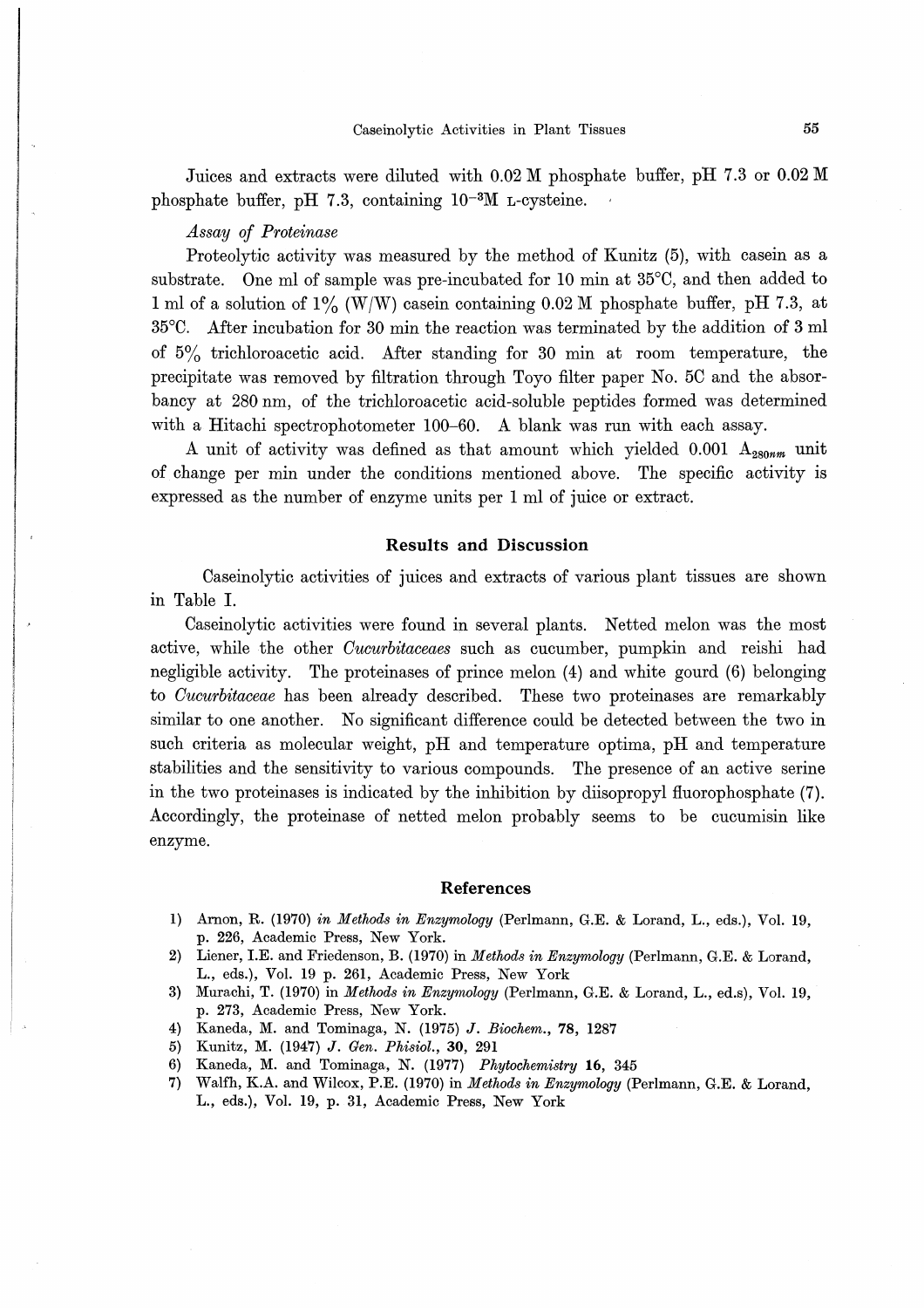Juices and extracts were diluted with 0.02 M phosphate buffer, pH 7.3 or 0.02 M phosphate buffer, pH 7.3, containing $10^{-3}$M L-cysteine.

### *Assay of Proteinase*

Proteolytic activity was measured by the method of Kunitz (5), with casein as a substrate. One ml of sample was pre-incubated for 10 min at 35°C, and then added to 1 ml of a solution of 1% (W/W) casein containing 0.02 M phosphate buffer, pH 7.3, at 35°C. After incubation for 30 min the reaction was terminated by the addition of 3 ml of 5% trichloroacetic acid. After standing for 30 min at room temperature, the precipitate was removed by filtration through Toyo filter paper No. 5C and the absorbancy at 280 nm, of the trichloroacetic acid-soluble peptides formed was determined with a Hitachi spectrophotometer 100–60. A blank was run with each assay.

A unit of activity was defined as that amount which yielded 0.001 $A_{280nm}$ unit of change per min under the conditions mentioned above. The specific activity is expressed as the number of enzyme units per 1 ml of juice or extract.

## Results and Discussion

Caseinolytic activities of juices and extracts of various plant tissues are shown in Table I.

Caseinolytic activities were found in several plants. Netted melon was the most active, while the other *Cucurbitaceaes* such as cucumber, pumpkin and reishi had negligible activity. The proteinases of prince melon (4) and white gourd (6) belonging to *Cucurbitaceae* has been already described. These two proteinases are remarkably similar to one another. No significant difference could be detected between the two in such criteria as molecular weight, pH and temperature optima, pH and temperature stabilities and the sensitivity to various compounds. The presence of an active serine in the two proteinases is indicated by the inhibition by diisopropyl fluorophosphate (7). Accordingly, the proteinase of netted melon probably seems to be cucumisin like enzyme.

## References

1) Arnon, R. (1970) *in Methods in Enzymology* (Perlmann, G.E. & Lorand, L., eds.), Vol. 19, p. 226, Academic Press, New York.
2) Liener, I.E. and Friedenson, B. (1970) in *Methods in Enzymology* (Perlmann, G.E. & Lorand, L., eds.), Vol. 19 p. 261, Academic Press, New York
3) Murachi, T. (1970) in *Methods in Enzymology* (Perlmann, G.E. & Lorand, L., ed.s), Vol. 19, p. 273, Academic Press, New York.
4) Kaneda, M. and Tominaga, N. (1975) *J. Biochem.*, **78**, 1287
5) Kunitz, M. (1947) *J. Gen. Phisiol.*, **30**, 291
6) Kaneda, M. and Tominaga, N. (1977) *Phytochemistry* **16**, 345
7) Walfh, K.A. and Wilcox, P.E. (1970) in *Methods in Enzymology* (Perlmann, G.E. & Lorand, L., eds.), Vol. 19, p. 31, Academic Press, New York